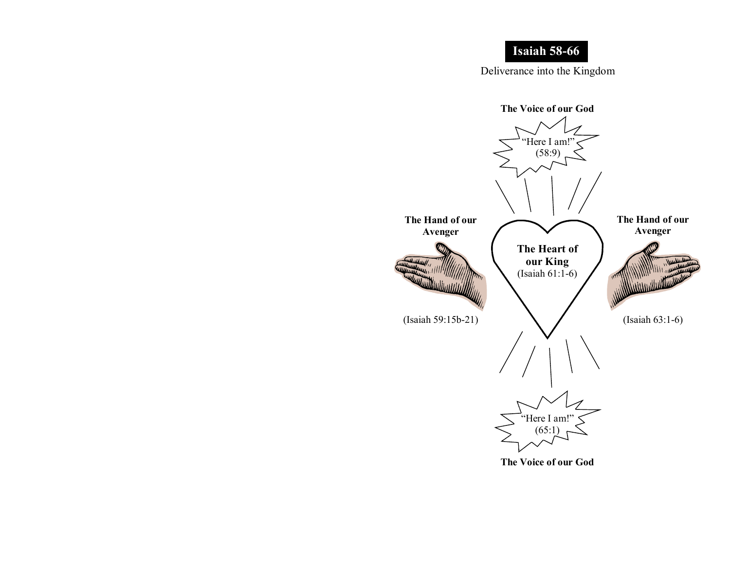# Isaiah 58-66

Deliverance into the Kingdom

**The Voice of our God**

"Here I am!"
(58:9)

**The Hand of our Avenger**

(Isaiah 59:15b-21)

**The Heart of our King**
(Isaiah 61:1-6)

**The Hand of our Avenger**

(Isaiah 63:1-6)

"Here I am!"
(65:1)

**The Voice of our God**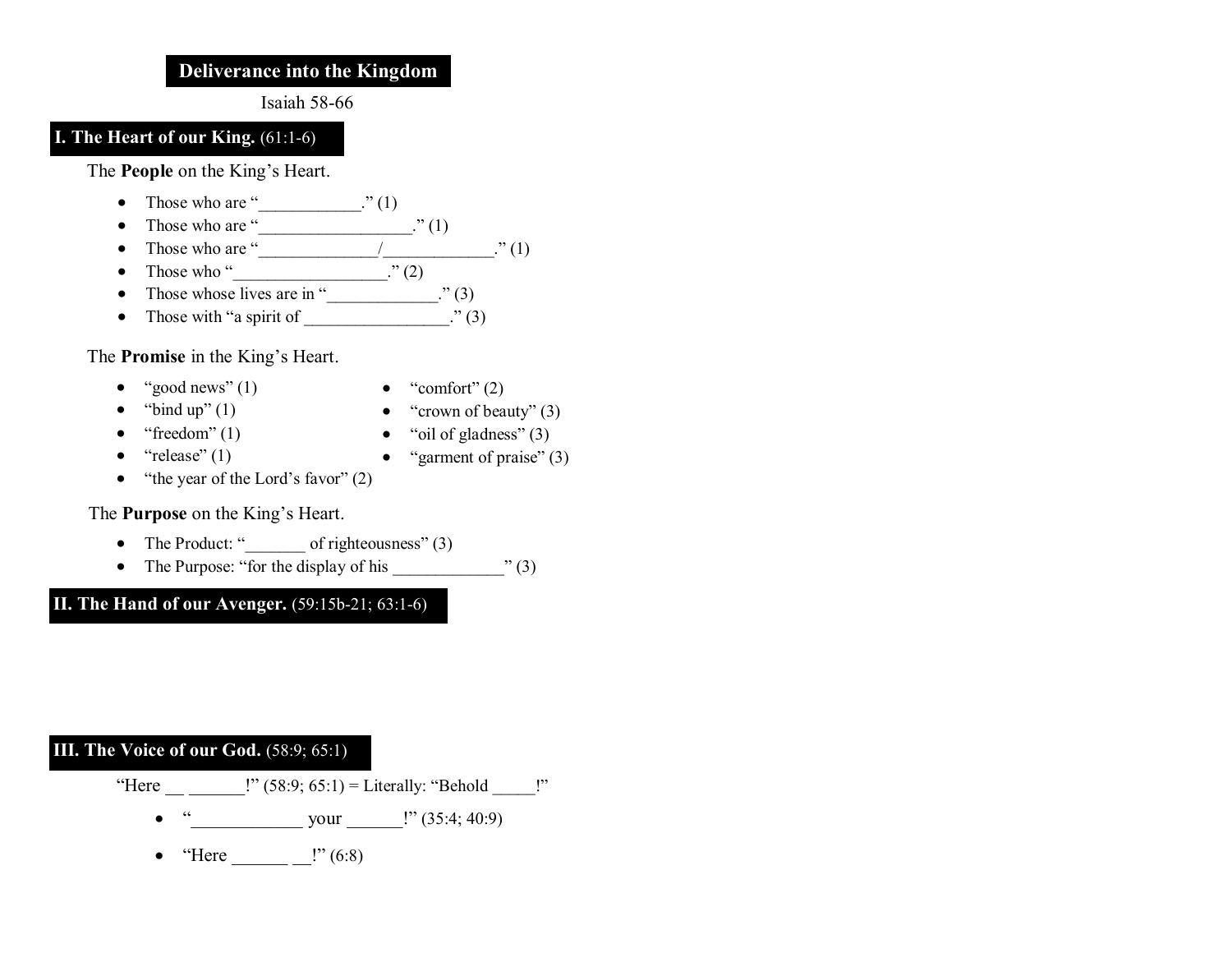# Deliverance into the Kingdom

Isaiah 58-66

## I. The Heart of our King. (61:1-6)

The **People** on the King's Heart.

- Those who are "___________." (1)
- Those who are "_________________." (1)
- Those who are "_____________/____________." (1)
- Those who "_________________." (2)
- Those whose lives are in "____________." (3)
- Those with "a spirit of ________________." (3)

The **Promise** in the King's Heart.

- "good news" (1)
- "bind up" (1)
- "freedom" (1)
- "release" (1)
- "the year of the Lord's favor" (2)
- "comfort" (2)
- "crown of beauty" (3)
- "oil of gladness" (3)
- "garment of praise" (3)

The **Purpose** on the King's Heart.

- The Product: "_______ of righteousness" (3)
- The Purpose: "for the display of his _____________" (3)

## II. The Hand of our Avenger. (59:15b-21; 63:1-6)

## III. The Voice of our God. (58:9; 65:1)

"Here __ ______!" (58:9; 65:1) = Literally: "Behold _____!"

- "____________ your ______!" (35:4; 40:9)
- "Here ______ __!" (6:8)